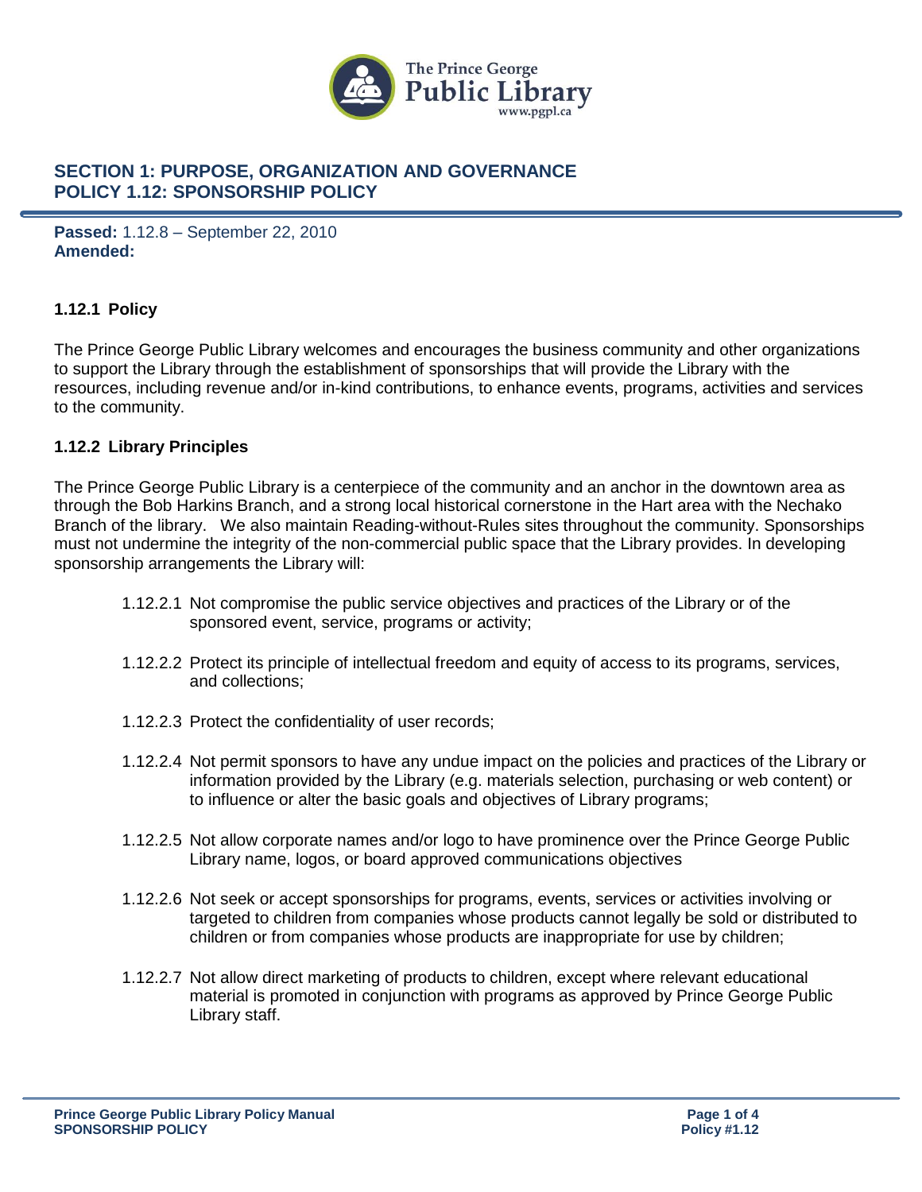# SECTION 1: PURPOSE, ORGANIZATION AND GOVERNANCE
# POLICY 1.12: SPONSORSHIP POLICY

**Passed:** 1.12.8 – September 22, 2010
**Amended:**

## 1.12.1 Policy

The Prince George Public Library welcomes and encourages the business community and other organizations to support the Library through the establishment of sponsorships that will provide the Library with the resources, including revenue and/or in-kind contributions, to enhance events, programs, activities and services to the community.

## 1.12.2 Library Principles

The Prince George Public Library is a centerpiece of the community and an anchor in the downtown area as through the Bob Harkins Branch, and a strong local historical cornerstone in the Hart area with the Nechako Branch of the library. We also maintain Reading-without-Rules sites throughout the community. Sponsorships must not undermine the integrity of the non-commercial public space that the Library provides. In developing sponsorship arrangements the Library will:

1.12.2.1 Not compromise the public service objectives and practices of the Library or of the sponsored event, service, programs or activity;

1.12.2.2 Protect its principle of intellectual freedom and equity of access to its programs, services, and collections;

1.12.2.3 Protect the confidentiality of user records;

1.12.2.4 Not permit sponsors to have any undue impact on the policies and practices of the Library or information provided by the Library (e.g. materials selection, purchasing or web content) or to influence or alter the basic goals and objectives of Library programs;

1.12.2.5 Not allow corporate names and/or logo to have prominence over the Prince George Public Library name, logos, or board approved communications objectives

1.12.2.6 Not seek or accept sponsorships for programs, events, services or activities involving or targeted to children from companies whose products cannot legally be sold or distributed to children or from companies whose products are inappropriate for use by children;

1.12.2.7 Not allow direct marketing of products to children, except where relevant educational material is promoted in conjunction with programs as approved by Prince George Public Library staff.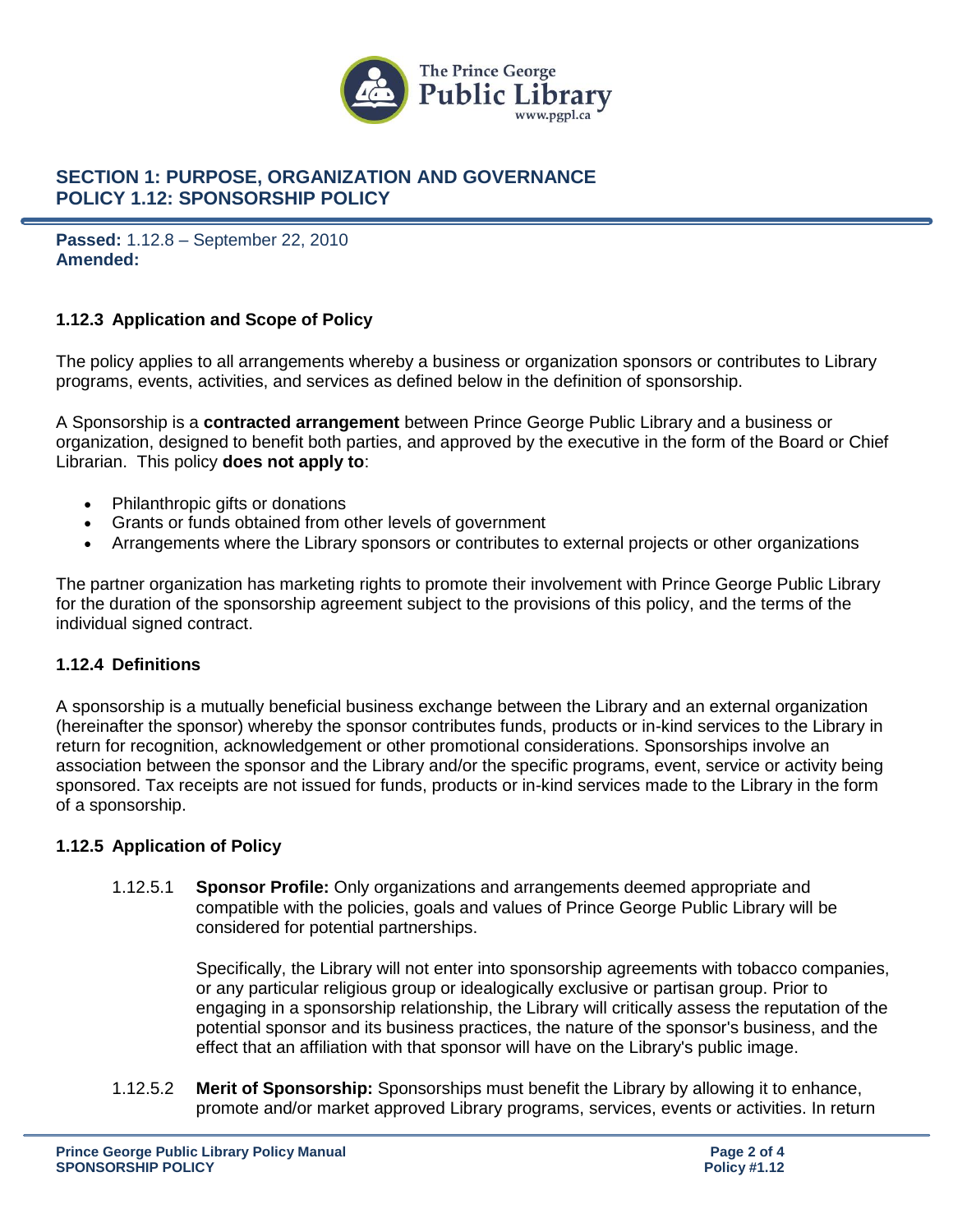## SECTION 1: PURPOSE, ORGANIZATION AND GOVERNANCE
## POLICY 1.12: SPONSORSHIP POLICY

**Passed:** 1.12.8 – September 22, 2010
**Amended:**

### 1.12.3 Application and Scope of Policy

The policy applies to all arrangements whereby a business or organization sponsors or contributes to Library programs, events, activities, and services as defined below in the definition of sponsorship.

A Sponsorship is a **contracted arrangement** between Prince George Public Library and a business or organization, designed to benefit both parties, and approved by the executive in the form of the Board or Chief Librarian. This policy **does not apply to**:

- Philanthropic gifts or donations
- Grants or funds obtained from other levels of government
- Arrangements where the Library sponsors or contributes to external projects or other organizations

The partner organization has marketing rights to promote their involvement with Prince George Public Library for the duration of the sponsorship agreement subject to the provisions of this policy, and the terms of the individual signed contract.

### 1.12.4 Definitions

A sponsorship is a mutually beneficial business exchange between the Library and an external organization (hereinafter the sponsor) whereby the sponsor contributes funds, products or in-kind services to the Library in return for recognition, acknowledgement or other promotional considerations. Sponsorships involve an association between the sponsor and the Library and/or the specific programs, event, service or activity being sponsored. Tax receipts are not issued for funds, products or in-kind services made to the Library in the form of a sponsorship.

### 1.12.5 Application of Policy

1.12.5.1 **Sponsor Profile:** Only organizations and arrangements deemed appropriate and compatible with the policies, goals and values of Prince George Public Library will be considered for potential partnerships.

Specifically, the Library will not enter into sponsorship agreements with tobacco companies, or any particular religious group or idealogically exclusive or partisan group. Prior to engaging in a sponsorship relationship, the Library will critically assess the reputation of the potential sponsor and its business practices, the nature of the sponsor's business, and the effect that an affiliation with that sponsor will have on the Library's public image.

1.12.5.2 **Merit of Sponsorship:** Sponsorships must benefit the Library by allowing it to enhance, promote and/or market approved Library programs, services, events or activities. In return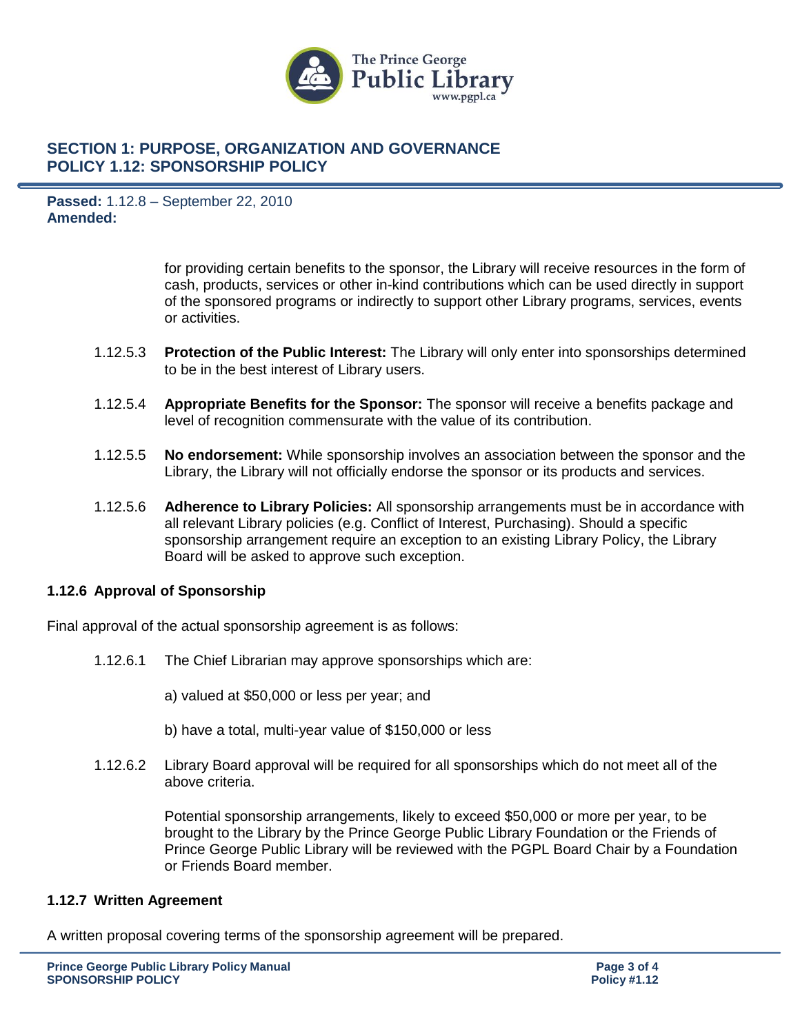## SECTION 1: PURPOSE, ORGANIZATION AND GOVERNANCE
## POLICY 1.12: SPONSORSHIP POLICY

**Passed:** 1.12.8 – September 22, 2010
**Amended:**

for providing certain benefits to the sponsor, the Library will receive resources in the form of cash, products, services or other in-kind contributions which can be used directly in support of the sponsored programs or indirectly to support other Library programs, services, events or activities.

1.12.5.3 **Protection of the Public Interest:** The Library will only enter into sponsorships determined to be in the best interest of Library users.

1.12.5.4 **Appropriate Benefits for the Sponsor:** The sponsor will receive a benefits package and level of recognition commensurate with the value of its contribution.

1.12.5.5 **No endorsement:** While sponsorship involves an association between the sponsor and the Library, the Library will not officially endorse the sponsor or its products and services.

1.12.5.6 **Adherence to Library Policies:** All sponsorship arrangements must be in accordance with all relevant Library policies (e.g. Conflict of Interest, Purchasing). Should a specific sponsorship arrangement require an exception to an existing Library Policy, the Library Board will be asked to approve such exception.

### 1.12.6 Approval of Sponsorship

Final approval of the actual sponsorship agreement is as follows:

1.12.6.1 The Chief Librarian may approve sponsorships which are:

a) valued at $50,000 or less per year; and

b) have a total, multi-year value of $150,000 or less

1.12.6.2 Library Board approval will be required for all sponsorships which do not meet all of the above criteria.

Potential sponsorship arrangements, likely to exceed $50,000 or more per year, to be brought to the Library by the Prince George Public Library Foundation or the Friends of Prince George Public Library will be reviewed with the PGPL Board Chair by a Foundation or Friends Board member.

### 1.12.7 Written Agreement

A written proposal covering terms of the sponsorship agreement will be prepared.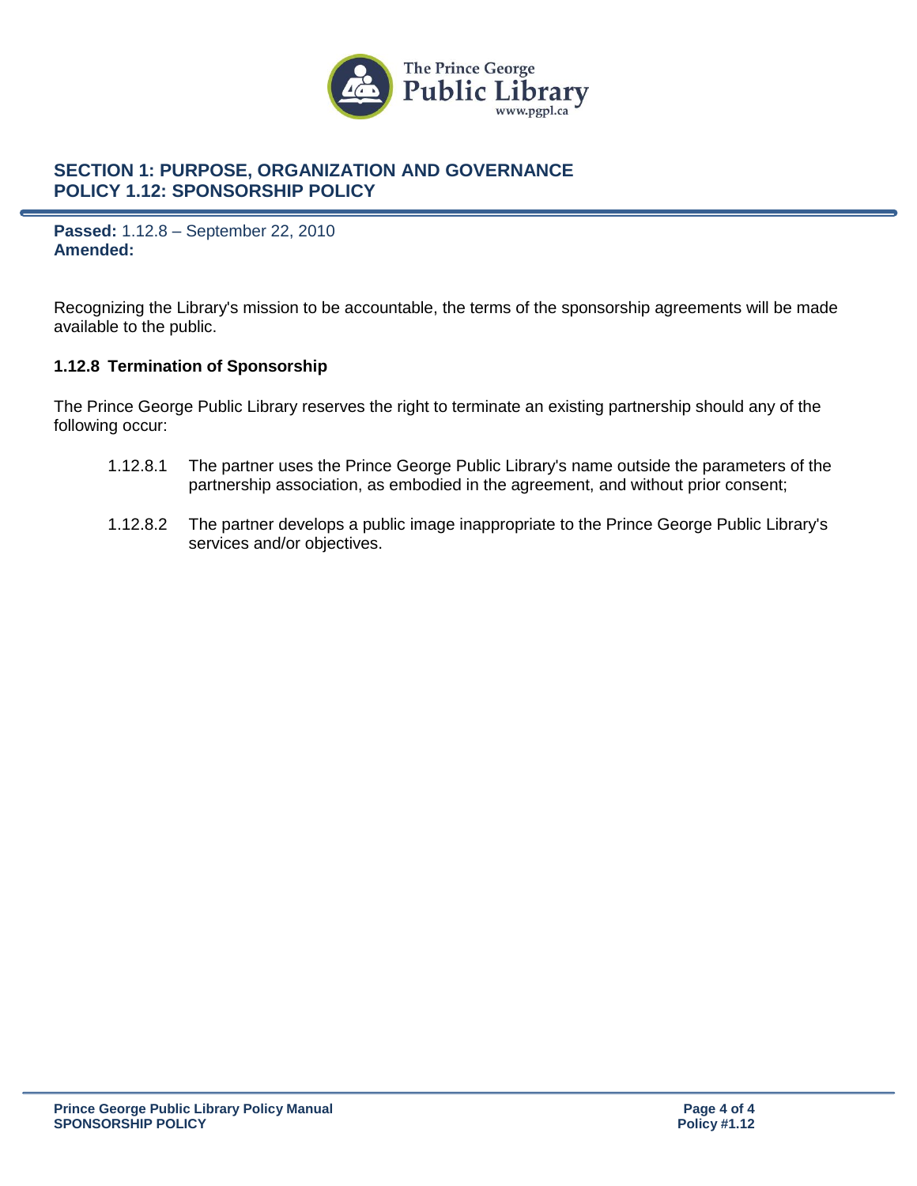## SECTION 1: PURPOSE, ORGANIZATION AND GOVERNANCE
## POLICY 1.12: SPONSORSHIP POLICY

**Passed:** 1.12.8 – September 22, 2010
**Amended:**

Recognizing the Library's mission to be accountable, the terms of the sponsorship agreements will be made available to the public.

### 1.12.8 Termination of Sponsorship

The Prince George Public Library reserves the right to terminate an existing partnership should any of the following occur:

1.12.8.1 The partner uses the Prince George Public Library's name outside the parameters of the partnership association, as embodied in the agreement, and without prior consent;

1.12.8.2 The partner develops a public image inappropriate to the Prince George Public Library's services and/or objectives.